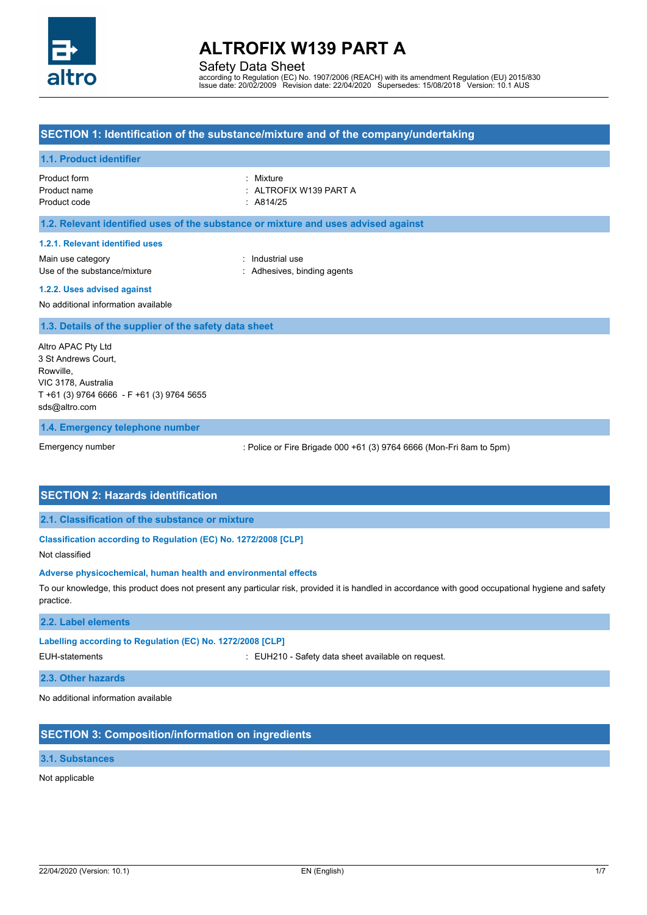# ALTROFIX W139 PART A

Safety Data Sheet

according to Regulation (EC) No. 1907/2006 (REACH) with its amendment Regulation (EU) 2015/830
Issue date: 20/02/2009 Revision date: 22/04/2020 Supersedes: 15/08/2018 Version: 10.1 AUS

## SECTION 1: Identification of the substance/mixture and of the company/undertaking

### 1.1. Product identifier

| | |
|---|---|
| Product form | : Mixture |
| Product name | : ALTROFIX W139 PART A |
| Product code | : A814/25 |

### 1.2. Relevant identified uses of the substance or mixture and uses advised against

#### 1.2.1. Relevant identified uses

| | |
|---|---|
| Main use category | : Industrial use |
| Use of the substance/mixture | : Adhesives, binding agents |

#### 1.2.2. Uses advised against

No additional information available

### 1.3. Details of the supplier of the safety data sheet

Altro APAC Pty Ltd
3 St Andrews Court,
Rowville,
VIC 3178, Australia
T +61 (3) 9764 6666 - F +61 (3) 9764 5655
sds@altro.com

### 1.4. Emergency telephone number

| | |
|---|---|
| Emergency number | : Police or Fire Brigade 000 +61 (3) 9764 6666 (Mon-Fri 8am to 5pm) |

## SECTION 2: Hazards identification

### 2.1. Classification of the substance or mixture

#### Classification according to Regulation (EC) No. 1272/2008 [CLP]

Not classified

#### Adverse physicochemical, human health and environmental effects

To our knowledge, this product does not present any particular risk, provided it is handled in accordance with good occupational hygiene and safety practice.

### 2.2. Label elements

#### Labelling according to Regulation (EC) No. 1272/2008 [CLP]

| | |
|---|---|
| EUH-statements | : EUH210 - Safety data sheet available on request. |

### 2.3. Other hazards

No additional information available

## SECTION 3: Composition/information on ingredients

### 3.1. Substances

Not applicable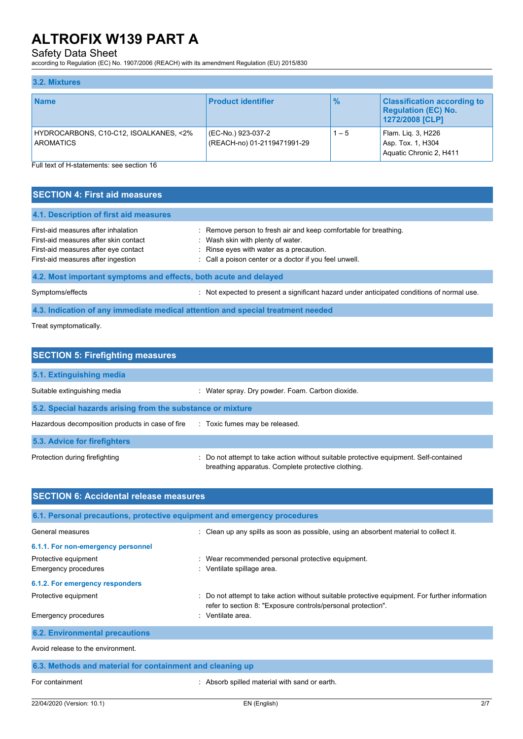### 3.2. Mixtures

| Name | Product identifier | % | Classification according to Regulation (EC) No. 1272/2008 [CLP] |
|---|---|---|---|
| HYDROCARBONS, C10-C12, ISOALKANES, <2% AROMATICS | (EC-No.) 923-037-2<br>(REACH-no) 01-2119471991-29 | 1 – 5 | Flam. Liq. 3, H226<br>Asp. Tox. 1, H304<br>Aquatic Chronic 2, H411 |

Full text of H-statements: see section 16

## SECTION 4: First aid measures

### 4.1. Description of first aid measures

First-aid measures after inhalation : Remove person to fresh air and keep comfortable for breathing.
First-aid measures after skin contact : Wash skin with plenty of water.
First-aid measures after eye contact : Rinse eyes with water as a precaution.
First-aid measures after ingestion : Call a poison center or a doctor if you feel unwell.

### 4.2. Most important symptoms and effects, both acute and delayed

Symptoms/effects : Not expected to present a significant hazard under anticipated conditions of normal use.

### 4.3. Indication of any immediate medical attention and special treatment needed

Treat symptomatically.

## SECTION 5: Firefighting measures

### 5.1. Extinguishing media

Suitable extinguishing media : Water spray. Dry powder. Foam. Carbon dioxide.

### 5.2. Special hazards arising from the substance or mixture

Hazardous decomposition products in case of fire : Toxic fumes may be released.

### 5.3. Advice for firefighters

Protection during firefighting : Do not attempt to take action without suitable protective equipment. Self-contained breathing apparatus. Complete protective clothing.

## SECTION 6: Accidental release measures

### 6.1. Personal precautions, protective equipment and emergency procedures

General measures : Clean up any spills as soon as possible, using an absorbent material to collect it.

#### 6.1.1. For non-emergency personnel

Protective equipment : Wear recommended personal protective equipment.
Emergency procedures : Ventilate spillage area.

#### 6.1.2. For emergency responders

Protective equipment : Do not attempt to take action without suitable protective equipment. For further information refer to section 8: "Exposure controls/personal protection".
Emergency procedures : Ventilate area.

### 6.2. Environmental precautions

Avoid release to the environment.

### 6.3. Methods and material for containment and cleaning up

For containment : Absorb spilled material with sand or earth.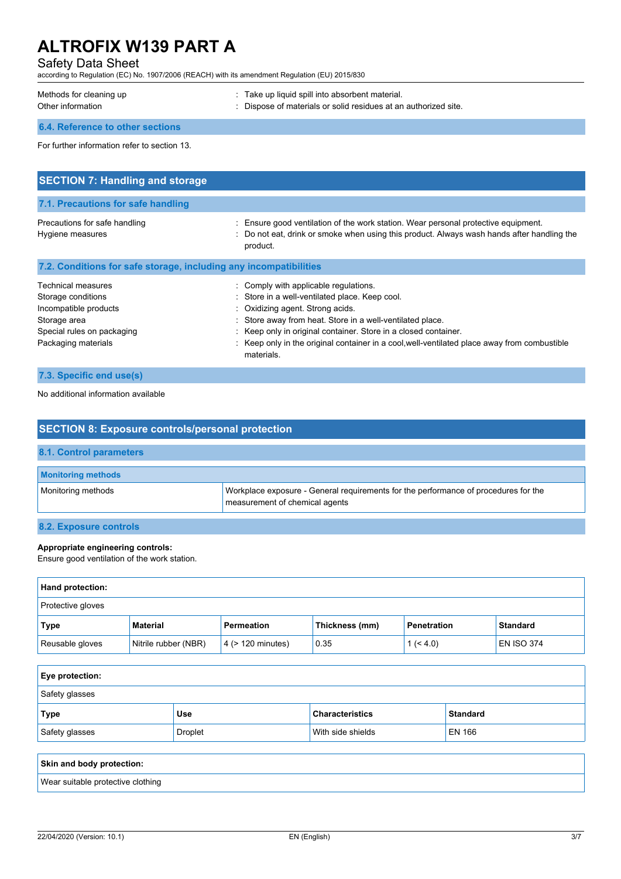| | |
|---|---|
| Methods for cleaning up | : Take up liquid spill into absorbent material. |
| Other information | : Dispose of materials or solid residues at an authorized site. |

### 6.4. Reference to other sections

For further information refer to section 13.

## SECTION 7: Handling and storage

### 7.1. Precautions for safe handling

| | |
|---|---|
| Precautions for safe handling | : Ensure good ventilation of the work station. Wear personal protective equipment. |
| Hygiene measures | : Do not eat, drink or smoke when using this product. Always wash hands after handling the product. |

### 7.2. Conditions for safe storage, including any incompatibilities

| | |
|---|---|
| Technical measures | : Comply with applicable regulations. |
| Storage conditions | : Store in a well-ventilated place. Keep cool. |
| Incompatible products | : Oxidizing agent. Strong acids. |
| Storage area | : Store away from heat. Store in a well-ventilated place. |
| Special rules on packaging | : Keep only in original container. Store in a closed container. |
| Packaging materials | : Keep only in the original container in a cool,well-ventilated place away from combustible materials. |

### 7.3. Specific end use(s)

No additional information available

## SECTION 8: Exposure controls/personal protection

### 8.1. Control parameters

| Monitoring methods | |
|---|---|
| Monitoring methods | Workplace exposure - General requirements for the performance of procedures for the measurement of chemical agents |

### 8.2. Exposure controls

**Appropriate engineering controls:**
Ensure good ventilation of the work station.

**Hand protection:**

Protective gloves

| Type | Material | Permeation | Thickness (mm) | Penetration | Standard |
|---|---|---|---|---|---|
| Reusable gloves | Nitrile rubber (NBR) | 4 (> 120 minutes) | 0.35 | 1 (< 4.0) | EN ISO 374 |

**Eye protection:**

Safety glasses

| Type | Use | Characteristics | Standard |
|---|---|---|---|
| Safety glasses | Droplet | With side shields | EN 166 |

**Skin and body protection:**

Wear suitable protective clothing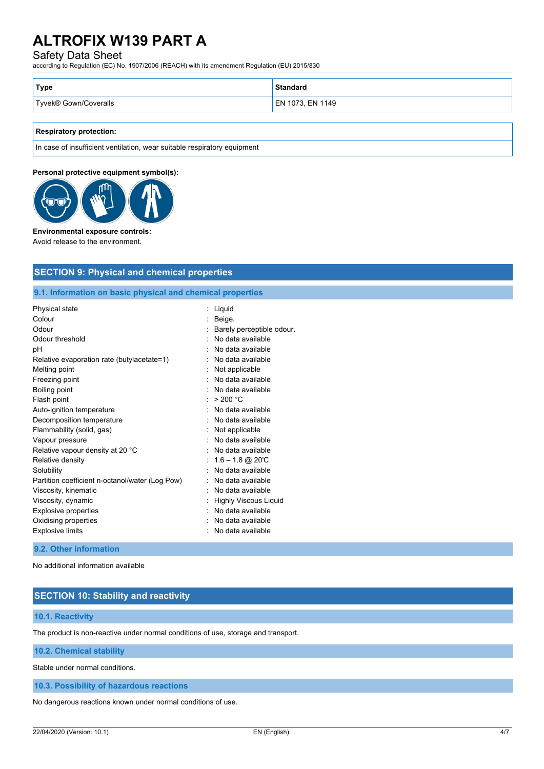| Type | Standard |
|---|---|
| Tyvek® Gown/Coveralls | EN 1073, EN 1149 |

| Respiratory protection: |
|---|
| In case of insufficient ventilation, wear suitable respiratory equipment |

**Personal protective equipment symbol(s):**

**Environmental exposure controls:**
Avoid release to the environment.

## SECTION 9: Physical and chemical properties

### 9.1. Information on basic physical and chemical properties

| | |
|---|---|
| Physical state | : Liquid |
| Colour | : Beige. |
| Odour | : Barely perceptible odour. |
| Odour threshold | : No data available |
| pH | : No data available |
| Relative evaporation rate (butylacetate=1) | : No data available |
| Melting point | : Not applicable |
| Freezing point | : No data available |
| Boiling point | : No data available |
| Flash point | : > 200 °C |
| Auto-ignition temperature | : No data available |
| Decomposition temperature | : No data available |
| Flammability (solid, gas) | : Not applicable |
| Vapour pressure | : No data available |
| Relative vapour density at 20 °C | : No data available |
| Relative density | : 1.6 – 1.8 @ 20'C |
| Solubility | : No data available |
| Partition coefficient n-octanol/water (Log Pow) | : No data available |
| Viscosity, kinematic | : No data available |
| Viscosity, dynamic | : Highly Viscous Liquid |
| Explosive properties | : No data available |
| Oxidising properties | : No data available |
| Explosive limits | : No data available |

### 9.2. Other information

No additional information available

## SECTION 10: Stability and reactivity

### 10.1. Reactivity

The product is non-reactive under normal conditions of use, storage and transport.

### 10.2. Chemical stability

Stable under normal conditions.

### 10.3. Possibility of hazardous reactions

No dangerous reactions known under normal conditions of use.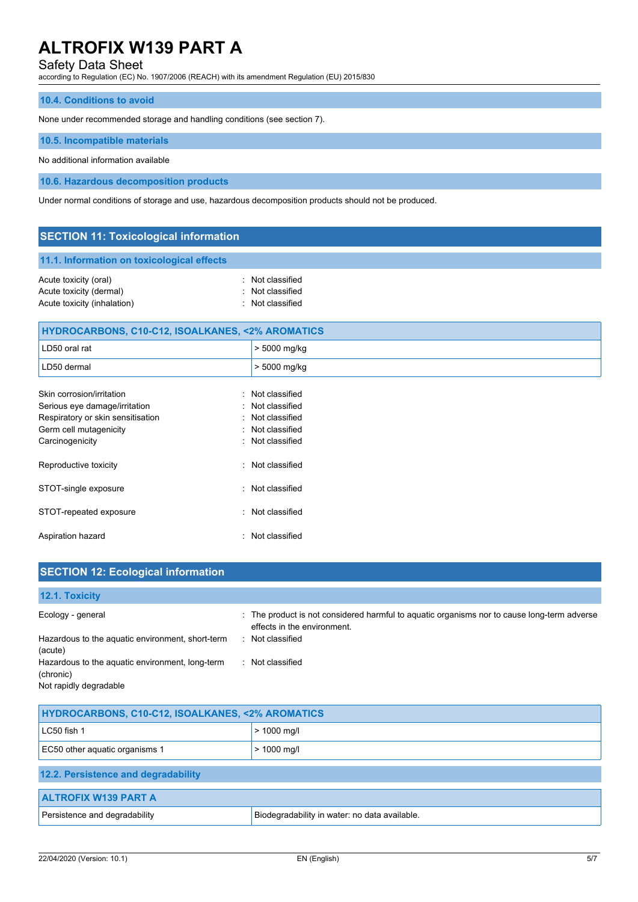### 10.4. Conditions to avoid

None under recommended storage and handling conditions (see section 7).

### 10.5. Incompatible materials

No additional information available

### 10.6. Hazardous decomposition products

Under normal conditions of storage and use, hazardous decomposition products should not be produced.

## SECTION 11: Toxicological information

### 11.1. Information on toxicological effects

Acute toxicity (oral) : Not classified
Acute toxicity (dermal) : Not classified
Acute toxicity (inhalation) : Not classified

| HYDROCARBONS, C10-C12, ISOALKANES, <2% AROMATICS | |
|---|---|
| LD50 oral rat | > 5000 mg/kg |
| LD50 dermal | > 5000 mg/kg |

Skin corrosion/irritation : Not classified
Serious eye damage/irritation : Not classified
Respiratory or skin sensitisation : Not classified
Germ cell mutagenicity : Not classified
Carcinogenicity : Not classified

Reproductive toxicity : Not classified

STOT-single exposure : Not classified

STOT-repeated exposure : Not classified

Aspiration hazard : Not classified

## SECTION 12: Ecological information

### 12.1. Toxicity

Ecology - general : The product is not considered harmful to aquatic organisms nor to cause long-term adverse effects in the environment.
Hazardous to the aquatic environment, short-term (acute) : Not classified
Hazardous to the aquatic environment, long-term (chronic) : Not classified
Not rapidly degradable

| HYDROCARBONS, C10-C12, ISOALKANES, <2% AROMATICS | |
|---|---|
| LC50 fish 1 | > 1000 mg/l |
| EC50 other aquatic organisms 1 | > 1000 mg/l |

### 12.2. Persistence and degradability

| ALTROFIX W139 PART A | |
|---|---|
| Persistence and degradability | Biodegradability in water: no data available. |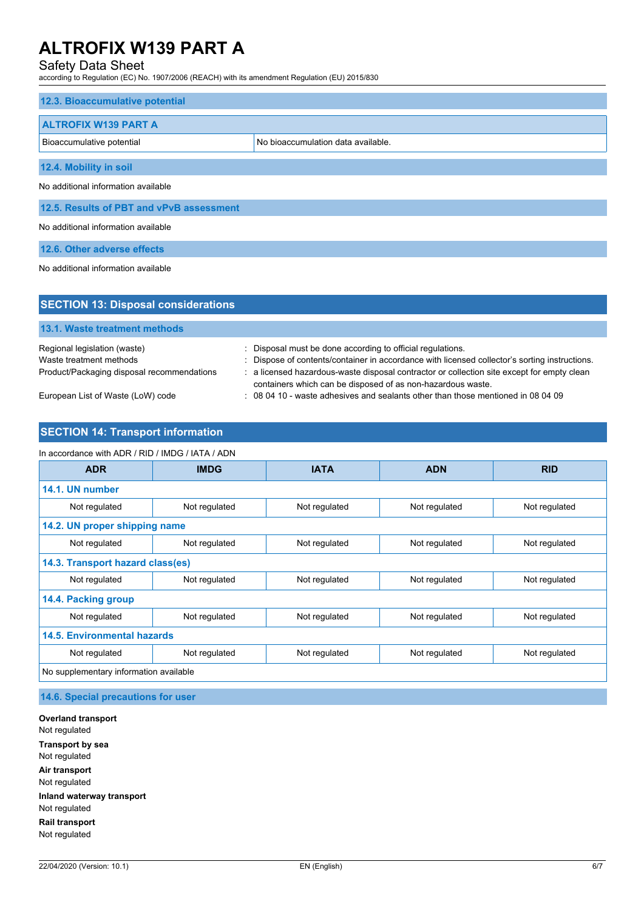### 12.3. Bioaccumulative potential

| ALTROFIX W139 PART A | |
|---|---|
| Bioaccumulative potential | No bioaccumulation data available. |

### 12.4. Mobility in soil

No additional information available

### 12.5. Results of PBT and vPvB assessment

No additional information available

### 12.6. Other adverse effects

No additional information available

## SECTION 13: Disposal considerations

### 13.1. Waste treatment methods

Regional legislation (waste) : Disposal must be done according to official regulations.

Waste treatment methods : Dispose of contents/container in accordance with licensed collector's sorting instructions.

Product/Packaging disposal recommendations : a licensed hazardous-waste disposal contractor or collection site except for empty clean containers which can be disposed of as non-hazardous waste.

European List of Waste (LoW) code : 08 04 10 - waste adhesives and sealants other than those mentioned in 08 04 09

## SECTION 14: Transport information

In accordance with ADR / RID / IMDG / IATA / ADN

| ADR | IMDG | IATA | ADN | RID |
|---|---|---|---|---|
| **14.1. UN number** | | | | |
| Not regulated | Not regulated | Not regulated | Not regulated | Not regulated |
| **14.2. UN proper shipping name** | | | | |
| Not regulated | Not regulated | Not regulated | Not regulated | Not regulated |
| **14.3. Transport hazard class(es)** | | | | |
| Not regulated | Not regulated | Not regulated | Not regulated | Not regulated |
| **14.4. Packing group** | | | | |
| Not regulated | Not regulated | Not regulated | Not regulated | Not regulated |
| **14.5. Environmental hazards** | | | | |
| Not regulated | Not regulated | Not regulated | Not regulated | Not regulated |
| No supplementary information available | | | | |

### 14.6. Special precautions for user

**Overland transport**
Not regulated

**Transport by sea**
Not regulated

**Air transport**
Not regulated

**Inland waterway transport**
Not regulated

**Rail transport**
Not regulated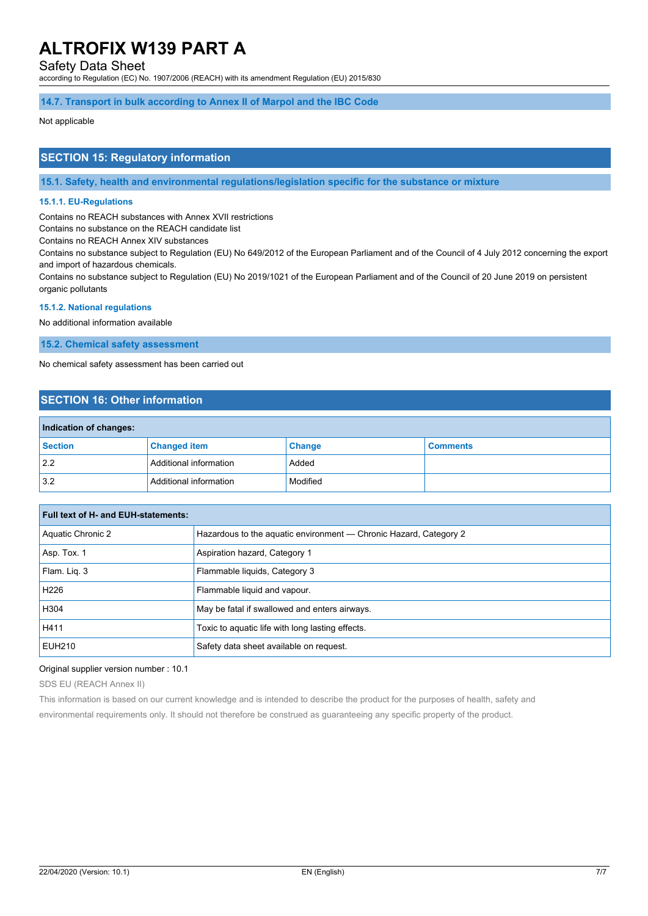### 14.7. Transport in bulk according to Annex II of Marpol and the IBC Code

Not applicable

## SECTION 15: Regulatory information

### 15.1. Safety, health and environmental regulations/legislation specific for the substance or mixture

#### 15.1.1. EU-Regulations

Contains no REACH substances with Annex XVII restrictions
Contains no substance on the REACH candidate list
Contains no REACH Annex XIV substances
Contains no substance subject to Regulation (EU) No 649/2012 of the European Parliament and of the Council of 4 July 2012 concerning the export and import of hazardous chemicals.
Contains no substance subject to Regulation (EU) No 2019/1021 of the European Parliament and of the Council of 20 June 2019 on persistent organic pollutants

#### 15.1.2. National regulations

No additional information available

### 15.2. Chemical safety assessment

No chemical safety assessment has been carried out

## SECTION 16: Other information

**Indication of changes:**

| Section | Changed item | Change | Comments |
|---|---|---|---|
| 2.2 | Additional information | Added | |
| 3.2 | Additional information | Modified | |

**Full text of H- and EUH-statements:**

| | |
|---|---|
| Aquatic Chronic 2 | Hazardous to the aquatic environment — Chronic Hazard, Category 2 |
| Asp. Tox. 1 | Aspiration hazard, Category 1 |
| Flam. Liq. 3 | Flammable liquids, Category 3 |
| H226 | Flammable liquid and vapour. |
| H304 | May be fatal if swallowed and enters airways. |
| H411 | Toxic to aquatic life with long lasting effects. |
| EUH210 | Safety data sheet available on request. |

Original supplier version number : 10.1

SDS EU (REACH Annex II)

This information is based on our current knowledge and is intended to describe the product for the purposes of health, safety and environmental requirements only. It should not therefore be construed as guaranteeing any specific property of the product.